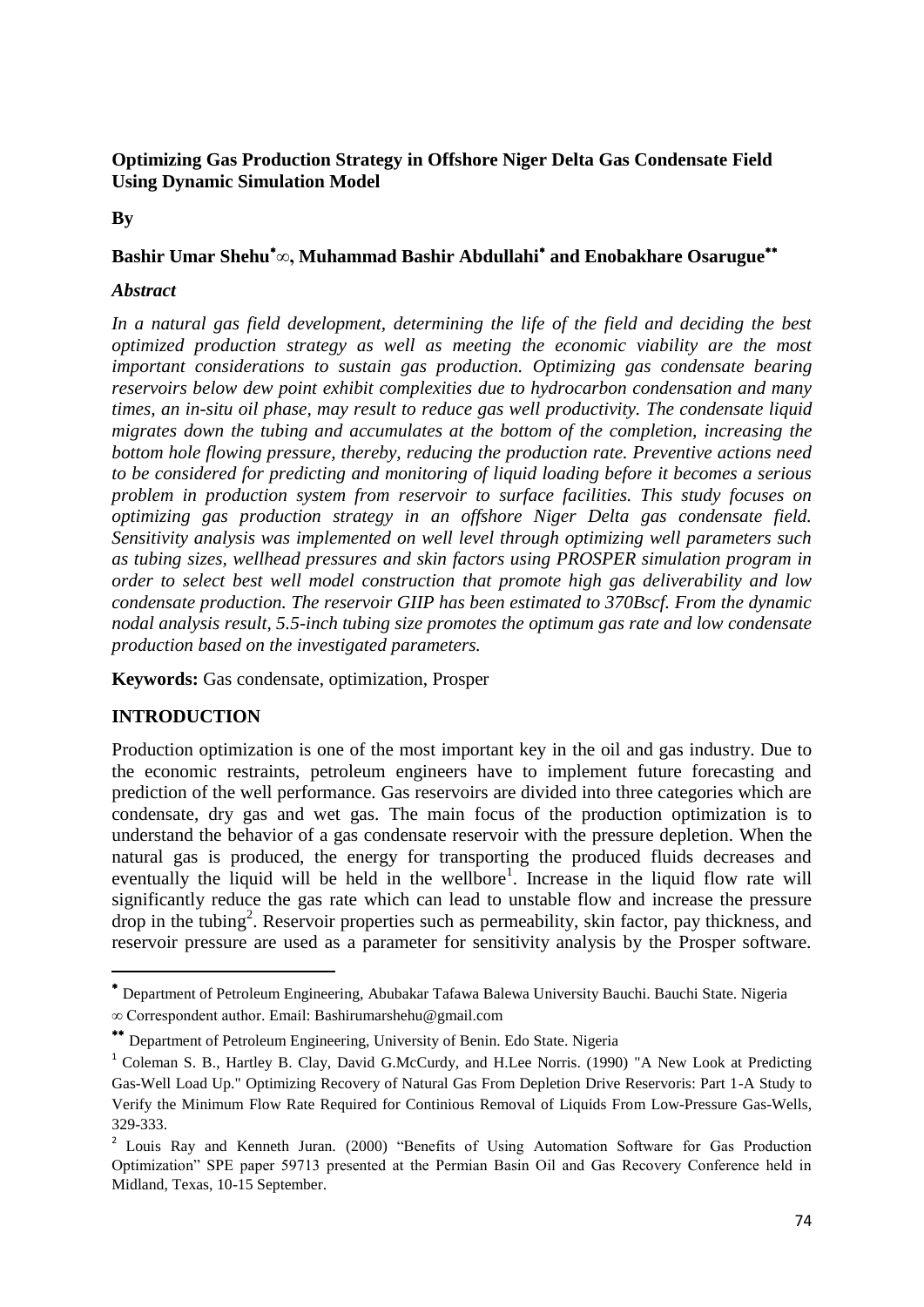**Optimizing Gas Production Strategy in Offshore Niger Delta Gas Condensate Field Using Dynamic Simulation Model**

**By**

**Bashir Umar Shehu*∞, Muhammad Bashir Abdullahi* and Enobakhare Osarugue****

***Abstract***

*In a natural gas field development, determining the life of the field and deciding the best optimized production strategy as well as meeting the economic viability are the most important considerations to sustain gas production. Optimizing gas condensate bearing reservoirs below dew point exhibit complexities due to hydrocarbon condensation and many times, an in-situ oil phase, may result to reduce gas well productivity. The condensate liquid migrates down the tubing and accumulates at the bottom of the completion, increasing the bottom hole flowing pressure, thereby, reducing the production rate. Preventive actions need to be considered for predicting and monitoring of liquid loading before it becomes a serious problem in production system from reservoir to surface facilities. This study focuses on optimizing gas production strategy in an offshore Niger Delta gas condensate field. Sensitivity analysis was implemented on well level through optimizing well parameters such as tubing sizes, wellhead pressures and skin factors using PROSPER simulation program in order to select best well model construction that promote high gas deliverability and low condensate production. The reservoir GIIP has been estimated to 370Bscf. From the dynamic nodal analysis result, 5.5-inch tubing size promotes the optimum gas rate and low condensate production based on the investigated parameters.*

**Keywords:** Gas condensate, optimization, Prosper

## INTRODUCTION

Production optimization is one of the most important key in the oil and gas industry. Due to the economic restraints, petroleum engineers have to implement future forecasting and prediction of the well performance. Gas reservoirs are divided into three categories which are condensate, dry gas and wet gas. The main focus of the production optimization is to understand the behavior of a gas condensate reservoir with the pressure depletion. When the natural gas is produced, the energy for transporting the produced fluids decreases and eventually the liquid will be held in the wellbore[1]. Increase in the liquid flow rate will significantly reduce the gas rate which can lead to unstable flow and increase the pressure drop in the tubing[2]. Reservoir properties such as permeability, skin factor, pay thickness, and reservoir pressure are used as a parameter for sensitivity analysis by the Prosper software.

---

* Department of Petroleum Engineering, Abubakar Tafawa Balewa University Bauchi. Bauchi State. Nigeria

∞ Correspondent author. Email: Bashirumarshehu@gmail.com

** Department of Petroleum Engineering, University of Benin. Edo State. Nigeria

[1] Coleman S. B., Hartley B. Clay, David G.McCurdy, and H.Lee Norris. (1990) "A New Look at Predicting Gas-Well Load Up." Optimizing Recovery of Natural Gas From Depletion Drive Reservoris: Part 1-A Study to Verify the Minimum Flow Rate Required for Continious Removal of Liquids From Low-Pressure Gas-Wells, 329-333.

[2] Louis Ray and Kenneth Juran. (2000) "Benefits of Using Automation Software for Gas Production Optimization" SPE paper 59713 presented at the Permian Basin Oil and Gas Recovery Conference held in Midland, Texas, 10-15 September.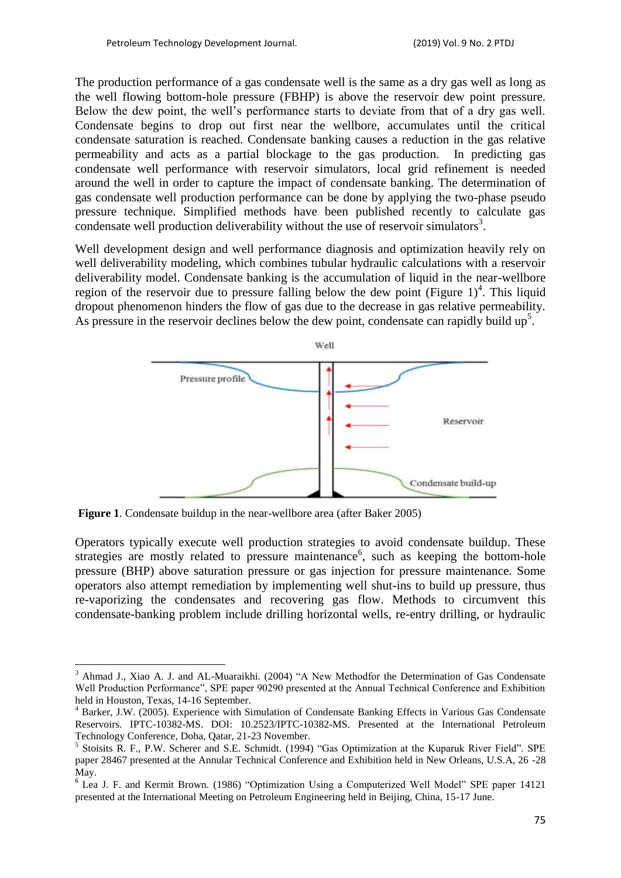The production performance of a gas condensate well is the same as a dry gas well as long as the well flowing bottom-hole pressure (FBHP) is above the reservoir dew point pressure. Below the dew point, the well's performance starts to deviate from that of a dry gas well. Condensate begins to drop out first near the wellbore, accumulates until the critical condensate saturation is reached. Condensate banking causes a reduction in the gas relative permeability and acts as a partial blockage to the gas production. In predicting gas condensate well performance with reservoir simulators, local grid refinement is needed around the well in order to capture the impact of condensate banking. The determination of gas condensate well production performance can be done by applying the two-phase pseudo pressure technique. Simplified methods have been published recently to calculate gas condensate well production deliverability without the use of reservoir simulators[3].

Well development design and well performance diagnosis and optimization heavily rely on well deliverability modeling, which combines tubular hydraulic calculations with a reservoir deliverability model. Condensate banking is the accumulation of liquid in the near-wellbore region of the reservoir due to pressure falling below the dew point (Figure 1)[4]. This liquid dropout phenomenon hinders the flow of gas due to the decrease in gas relative permeability. As pressure in the reservoir declines below the dew point, condensate can rapidly build up[5].

**Figure 1**. Condensate buildup in the near-wellbore area (after Baker 2005)

Operators typically execute well production strategies to avoid condensate buildup. These strategies are mostly related to pressure maintenance[6], such as keeping the bottom-hole pressure (BHP) above saturation pressure or gas injection for pressure maintenance. Some operators also attempt remediation by implementing well shut-ins to build up pressure, thus re-vaporizing the condensates and recovering gas flow. Methods to circumvent this condensate-banking problem include drilling horizontal wells, re-entry drilling, or hydraulic

---

[3] Ahmad J., Xiao A. J. and AL-Muaraikhi. (2004) "A New Methodfor the Determination of Gas Condensate Well Production Performance", SPE paper 90290 presented at the Annual Technical Conference and Exhibition held in Houston, Texas, 14-16 September.

[4] Barker, J.W. (2005). Experience with Simulation of Condensate Banking Effects in Various Gas Condensate Reservoirs. IPTC-10382-MS. DOI: 10.2523/IPTC-10382-MS. Presented at the International Petroleum Technology Conference, Doha, Qatar, 21-23 November.

[5] Stoisits R. F., P.W. Scherer and S.E. Schmidt. (1994) "Gas Optimization at the Kuparuk River Field". SPE paper 28467 presented at the Annular Technical Conference and Exhibition held in New Orleans, U.S.A, 26 -28 May.

[6] Lea J. F. and Kermit Brown. (1986) "Optimization Using a Computerized Well Model" SPE paper 14121 presented at the International Meeting on Petroleum Engineering held in Beijing, China, 15-17 June.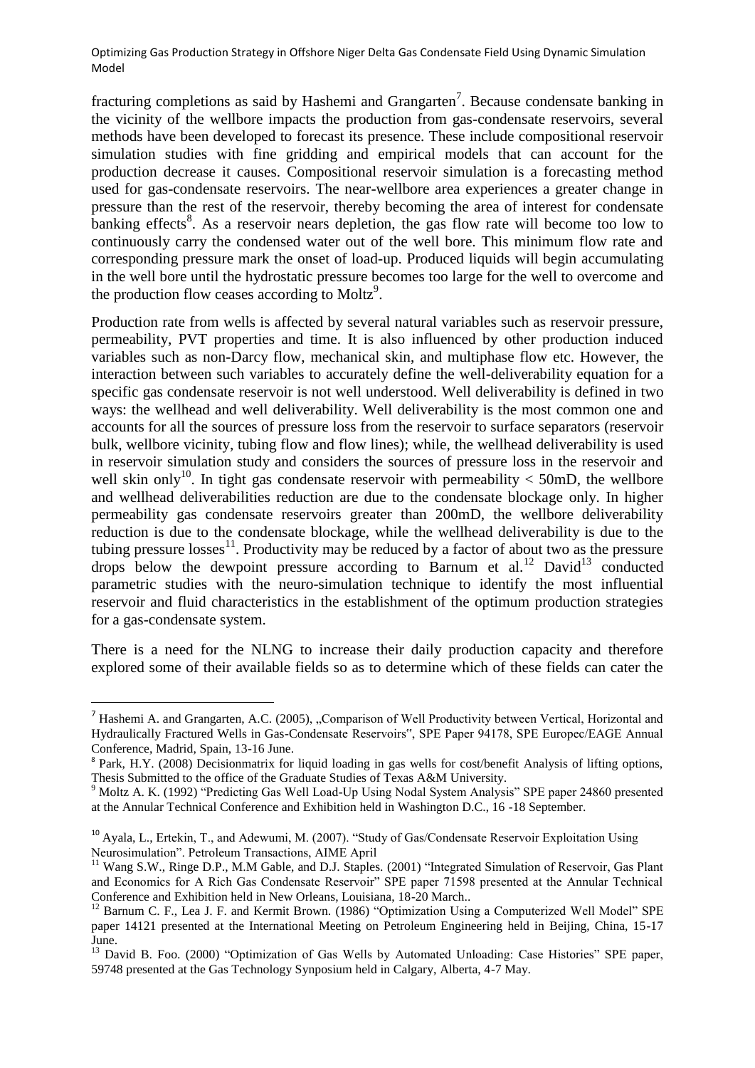fracturing completions as said by Hashemi and Grangarten[7]. Because condensate banking in the vicinity of the wellbore impacts the production from gas-condensate reservoirs, several methods have been developed to forecast its presence. These include compositional reservoir simulation studies with fine gridding and empirical models that can account for the production decrease it causes. Compositional reservoir simulation is a forecasting method used for gas-condensate reservoirs. The near-wellbore area experiences a greater change in pressure than the rest of the reservoir, thereby becoming the area of interest for condensate banking effects[8]. As a reservoir nears depletion, the gas flow rate will become too low to continuously carry the condensed water out of the well bore. This minimum flow rate and corresponding pressure mark the onset of load-up. Produced liquids will begin accumulating in the well bore until the hydrostatic pressure becomes too large for the well to overcome and the production flow ceases according to Moltz[9].

Production rate from wells is affected by several natural variables such as reservoir pressure, permeability, PVT properties and time. It is also influenced by other production induced variables such as non-Darcy flow, mechanical skin, and multiphase flow etc. However, the interaction between such variables to accurately define the well-deliverability equation for a specific gas condensate reservoir is not well understood. Well deliverability is defined in two ways: the wellhead and well deliverability. Well deliverability is the most common one and accounts for all the sources of pressure loss from the reservoir to surface separators (reservoir bulk, wellbore vicinity, tubing flow and flow lines); while, the wellhead deliverability is used in reservoir simulation study and considers the sources of pressure loss in the reservoir and well skin only[10]. In tight gas condensate reservoir with permeability < 50mD, the wellbore and wellhead deliverabilities reduction are due to the condensate blockage only. In higher permeability gas condensate reservoirs greater than 200mD, the wellbore deliverability reduction is due to the condensate blockage, while the wellhead deliverability is due to the tubing pressure losses[11]. Productivity may be reduced by a factor of about two as the pressure drops below the dewpoint pressure according to Barnum et al.[12] David[13] conducted parametric studies with the neuro-simulation technique to identify the most influential reservoir and fluid characteristics in the establishment of the optimum production strategies for a gas-condensate system.

There is a need for the NLNG to increase their daily production capacity and therefore explored some of their available fields so as to determine which of these fields can cater the

---

[7] Hashemi A. and Grangarten, A.C. (2005), „Comparison of Well Productivity between Vertical, Horizontal and Hydraulically Fractured Wells in Gas-Condensate Reservoirs", SPE Paper 94178, SPE Europec/EAGE Annual Conference, Madrid, Spain, 13-16 June.

[8] Park, H.Y. (2008) Decisionmatrix for liquid loading in gas wells for cost/benefit Analysis of lifting options, Thesis Submitted to the office of the Graduate Studies of Texas A&M University.

[9] Moltz A. K. (1992) "Predicting Gas Well Load-Up Using Nodal System Analysis" SPE paper 24860 presented at the Annular Technical Conference and Exhibition held in Washington D.C., 16 -18 September.

[10] Ayala, L., Ertekin, T., and Adewumi, M. (2007). "Study of Gas/Condensate Reservoir Exploitation Using Neurosimulation". Petroleum Transactions, AIME April

[11] Wang S.W., Ringe D.P., M.M Gable, and D.J. Staples. (2001) "Integrated Simulation of Reservoir, Gas Plant and Economics for A Rich Gas Condensate Reservoir" SPE paper 71598 presented at the Annular Technical Conference and Exhibition held in New Orleans, Louisiana, 18-20 March..

[12] Barnum C. F., Lea J. F. and Kermit Brown. (1986) "Optimization Using a Computerized Well Model" SPE paper 14121 presented at the International Meeting on Petroleum Engineering held in Beijing, China, 15-17 June.

[13] David B. Foo. (2000) "Optimization of Gas Wells by Automated Unloading: Case Histories" SPE paper, 59748 presented at the Gas Technology Synposium held in Calgary, Alberta, 4-7 May.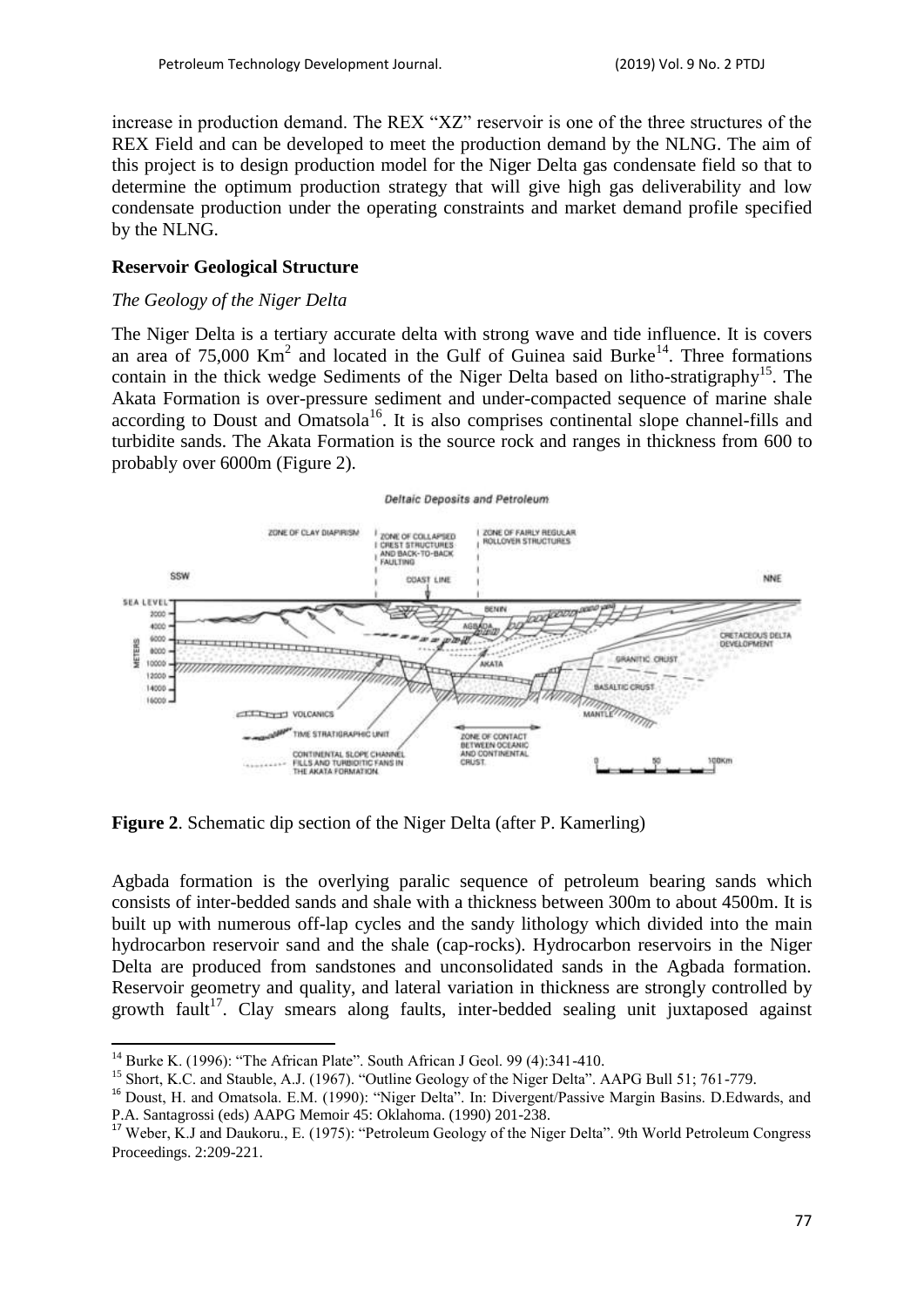increase in production demand. The REX "XZ" reservoir is one of the three structures of the REX Field and can be developed to meet the production demand by the NLNG. The aim of this project is to design production model for the Niger Delta gas condensate field so that to determine the optimum production strategy that will give high gas deliverability and low condensate production under the operating constraints and market demand profile specified by the NLNG.

**Reservoir Geological Structure**

*The Geology of the Niger Delta*

The Niger Delta is a tertiary accurate delta with strong wave and tide influence. It is covers an area of 75,000 $Km^2$ and located in the Gulf of Guinea said Burke[14]. Three formations contain in the thick wedge Sediments of the Niger Delta based on litho-stratigraphy[15]. The Akata Formation is over-pressure sediment and under-compacted sequence of marine shale according to Doust and Omatsola[16]. It is also comprises continental slope channel-fills and turbidite sands. The Akata Formation is the source rock and ranges in thickness from 600 to probably over 6000m (Figure 2).

**Figure 2**. Schematic dip section of the Niger Delta (after P. Kamerling)

Agbada formation is the overlying paralic sequence of petroleum bearing sands which consists of inter-bedded sands and shale with a thickness between 300m to about 4500m. It is built up with numerous off-lap cycles and the sandy lithology which divided into the main hydrocarbon reservoir sand and the shale (cap-rocks). Hydrocarbon reservoirs in the Niger Delta are produced from sandstones and unconsolidated sands in the Agbada formation. Reservoir geometry and quality, and lateral variation in thickness are strongly controlled by growth fault[17]. Clay smears along faults, inter-bedded sealing unit juxtaposed against

---

[14] Burke K. (1996): "The African Plate". South African J Geol. 99 (4):341-410.

[15] Short, K.C. and Stauble, A.J. (1967). "Outline Geology of the Niger Delta". AAPG Bull 51; 761-779.

[16] Doust, H. and Omatsola. E.M. (1990): "Niger Delta". In: Divergent/Passive Margin Basins. D.Edwards, and P.A. Santagrossi (eds) AAPG Memoir 45: Oklahoma. (1990) 201-238.

[17] Weber, K.J and Daukoru., E. (1975): "Petroleum Geology of the Niger Delta". 9th World Petroleum Congress Proceedings. 2:209-221.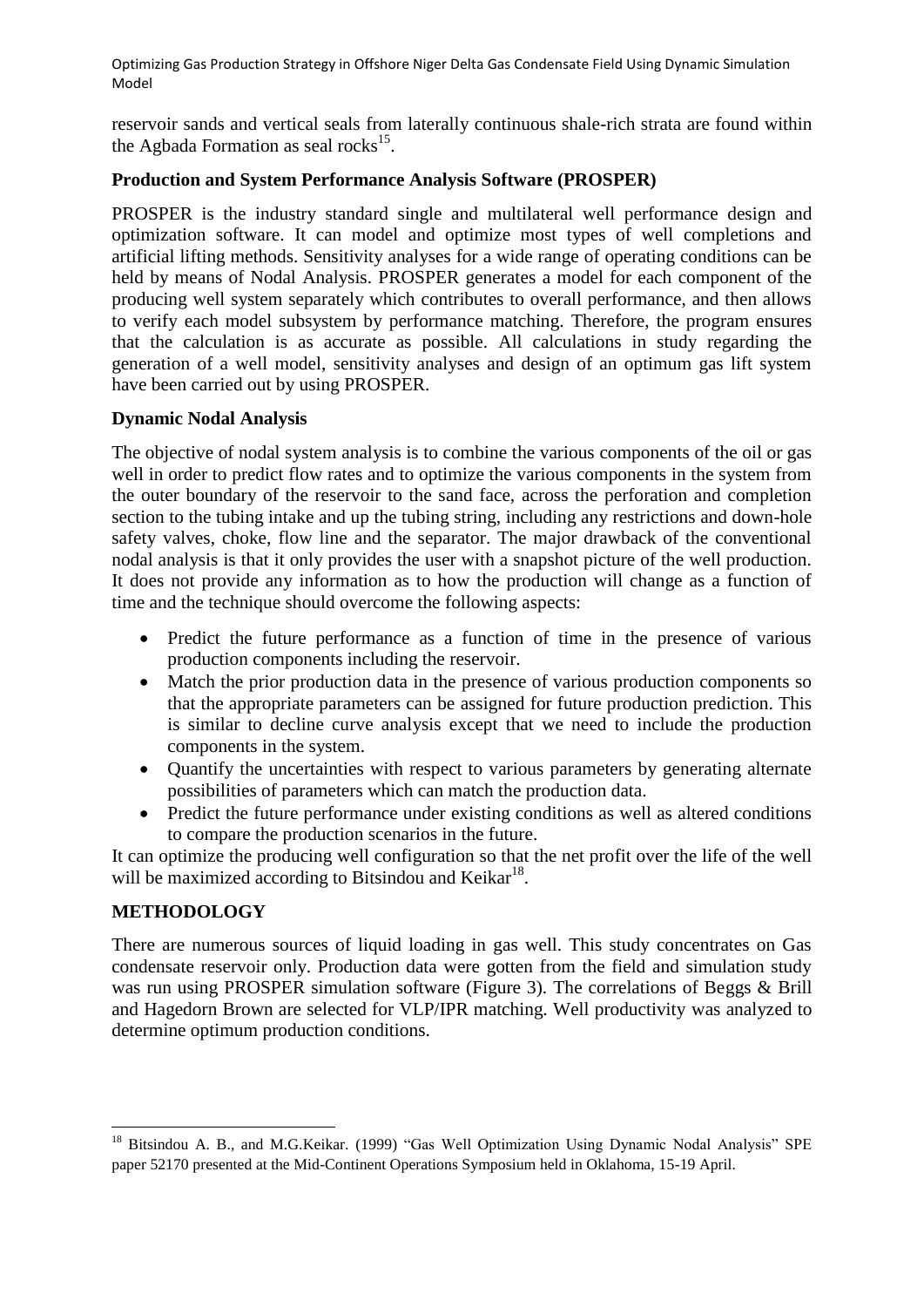reservoir sands and vertical seals from laterally continuous shale-rich strata are found within the Agbada Formation as seal rocks[15].

**Production and System Performance Analysis Software (PROSPER)**

PROSPER is the industry standard single and multilateral well performance design and optimization software. It can model and optimize most types of well completions and artificial lifting methods. Sensitivity analyses for a wide range of operating conditions can be held by means of Nodal Analysis. PROSPER generates a model for each component of the producing well system separately which contributes to overall performance, and then allows to verify each model subsystem by performance matching. Therefore, the program ensures that the calculation is as accurate as possible. All calculations in study regarding the generation of a well model, sensitivity analyses and design of an optimum gas lift system have been carried out by using PROSPER.

**Dynamic Nodal Analysis**

The objective of nodal system analysis is to combine the various components of the oil or gas well in order to predict flow rates and to optimize the various components in the system from the outer boundary of the reservoir to the sand face, across the perforation and completion section to the tubing intake and up the tubing string, including any restrictions and down-hole safety valves, choke, flow line and the separator. The major drawback of the conventional nodal analysis is that it only provides the user with a snapshot picture of the well production. It does not provide any information as to how the production will change as a function of time and the technique should overcome the following aspects:

- Predict the future performance as a function of time in the presence of various production components including the reservoir.
- Match the prior production data in the presence of various production components so that the appropriate parameters can be assigned for future production prediction. This is similar to decline curve analysis except that we need to include the production components in the system.
- Quantify the uncertainties with respect to various parameters by generating alternate possibilities of parameters which can match the production data.
- Predict the future performance under existing conditions as well as altered conditions to compare the production scenarios in the future.

It can optimize the producing well configuration so that the net profit over the life of the well will be maximized according to Bitsindou and Keikar[18].

## METHODOLOGY

There are numerous sources of liquid loading in gas well. This study concentrates on Gas condensate reservoir only. Production data were gotten from the field and simulation study was run using PROSPER simulation software (Figure 3). The correlations of Beggs & Brill and Hagedorn Brown are selected for VLP/IPR matching. Well productivity was analyzed to determine optimum production conditions.

---

[18] Bitsindou A. B., and M.G.Keikar. (1999) "Gas Well Optimization Using Dynamic Nodal Analysis" SPE paper 52170 presented at the Mid-Continent Operations Symposium held in Oklahoma, 15-19 April.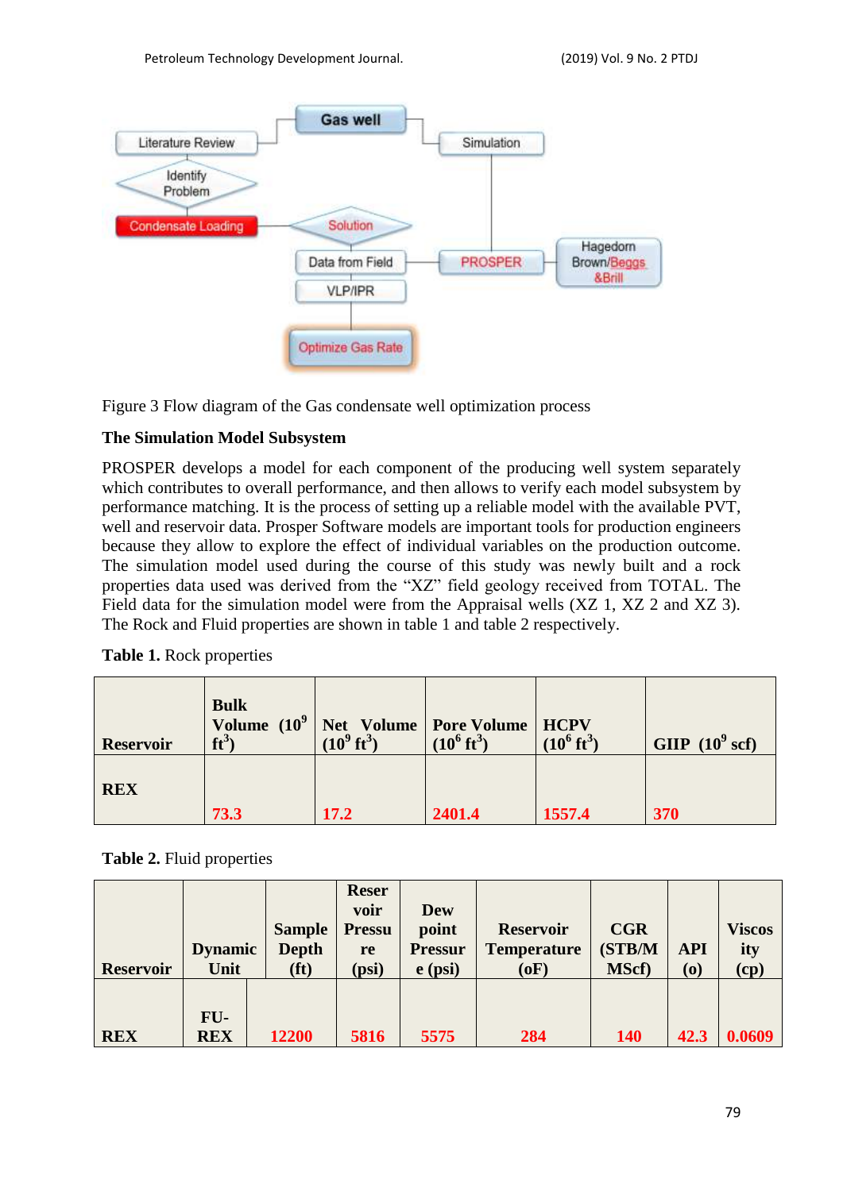Figure 3 Flow diagram of the Gas condensate well optimization process

### The Simulation Model Subsystem

PROSPER develops a model for each component of the producing well system separately which contributes to overall performance, and then allows to verify each model subsystem by performance matching. It is the process of setting up a reliable model with the available PVT, well and reservoir data. Prosper Software models are important tools for production engineers because they allow to explore the effect of individual variables on the production outcome. The simulation model used during the course of this study was newly built and a rock properties data used was derived from the "XZ" field geology received from TOTAL. The Field data for the simulation model were from the Appraisal wells (XZ 1, XZ 2 and XZ 3). The Rock and Fluid properties are shown in table 1 and table 2 respectively.

**Table 1.** Rock properties

| Reservoir | Bulk Volume ($10^9$ $ft^3$) | Net Volume ($10^9$ $ft^3$) | Pore Volume ($10^6$ $ft^3$) | HCPV ($10^6$ $ft^3$) | GIIP ($10^9$ scf) |
|---|---|---|---|---|---|
| REX | 73.3 | 17.2 | 2401.4 | 1557.4 | 370 |

**Table 2.** Fluid properties

| Reservoir | Dynamic Unit | Sample Depth (ft) | Reservoir Pressure (psi) | Dew point Pressure (psi) | Reservoir Temperature (oF) | CGR (STB/MMScf) | API (o) | Viscosity (cp) |
|---|---|---|---|---|---|---|---|---|
| REX | FU-REX | 12200 | 5816 | 5575 | 284 | 140 | 42.3 | 0.0609 |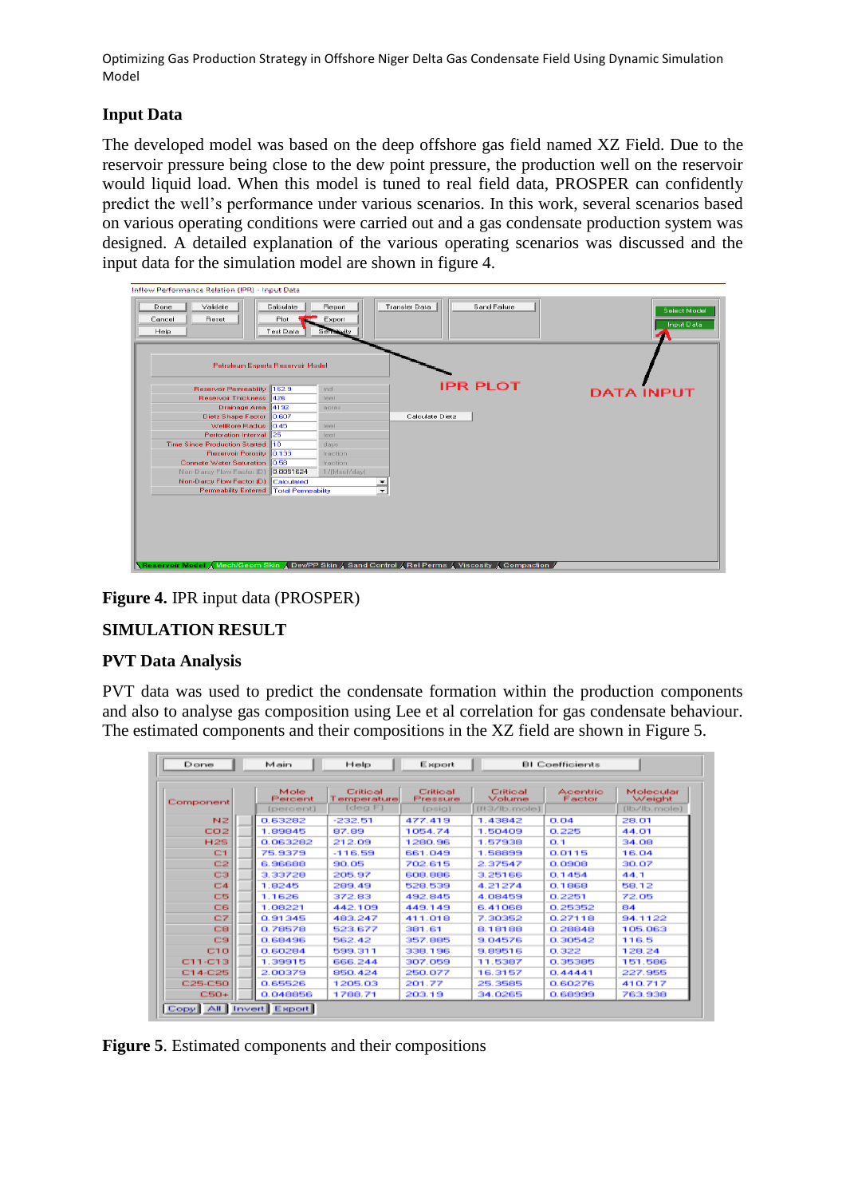## Input Data

The developed model was based on the deep offshore gas field named XZ Field. Due to the reservoir pressure being close to the dew point pressure, the production well on the reservoir would liquid load. When this model is tuned to real field data, PROSPER can confidently predict the well's performance under various scenarios. In this work, several scenarios based on various operating conditions were carried out and a gas condensate production system was designed. A detailed explanation of the various operating scenarios was discussed and the input data for the simulation model are shown in figure 4.

| Petroleum Experts Reservoir Model | | |
|---|---|---|
| Reservoir Permeability | 162.9 | md |
| Reservoir Thickness | 426 | feet |
| Drainage Area | 4192 | acres |
| Dietz Shape Factor | 0.607 | |
| WellBore Radius | 0.45 | feet |
| Perforation Interval | 25 | feet |
| Time Since Production Started | 10 | days |
| Reservoir Porosity | 0.133 | fraction |
| Connate Water Saturation | 0.55 | fraction |
| Non-Darcy Flow Factor (D) | 0.0051624 | 1/(Mscf/day) |
| Non-Darcy Flow Factor (D) | Calculated | |
| Permeability Entered | Total Permeability | |

**Figure 4.** IPR input data (PROSPER)

## SIMULATION RESULT

### PVT Data Analysis

PVT data was used to predict the condensate formation within the production components and also to analyse gas composition using Lee et al correlation for gas condensate behaviour. The estimated components and their compositions in the XZ field are shown in Figure 5.

| Component | Mole Percent (percent) | Critical Temperature (deg F) | Critical Pressure (psig) | Critical Volume (ft3/lb.mole) | Acentric Factor | Molecular Weight (lb/lb.mole) |
|---|---|---|---|---|---|---|
| N2 | 0.63282 | -232.51 | 477.419 | 1.43842 | 0.04 | 28.01 |
| CO2 | 1.89845 | 87.89 | 1054.74 | 1.50409 | 0.225 | 44.01 |
| H2S | 0.063282 | 212.09 | 1280.96 | 1.57938 | 0.1 | 34.08 |
| C1 | 75.9379 | -116.59 | 661.049 | 1.58899 | 0.0115 | 16.04 |
| C2 | 6.96688 | 90.05 | 702.615 | 2.37547 | 0.0908 | 30.07 |
| C3 | 3.33728 | 205.97 | 608.886 | 3.25166 | 0.1454 | 44.1 |
| C4 | 1.8245 | 289.49 | 528.539 | 4.21274 | 0.1868 | 58.12 |
| C5 | 1.1626 | 372.83 | 492.845 | 4.08459 | 0.2251 | 72.05 |
| C6 | 1.08221 | 442.109 | 449.149 | 6.41068 | 0.25352 | 84 |
| C7 | 0.91345 | 483.247 | 411.018 | 7.30352 | 0.27118 | 94.1122 |
| C8 | 0.78578 | 523.677 | 381.61 | 8.18188 | 0.28848 | 105.063 |
| C9 | 0.68496 | 562.42 | 357.885 | 9.04576 | 0.30542 | 116.5 |
| C10 | 0.60284 | 599.311 | 338.196 | 9.89516 | 0.322 | 128.24 |
| C11-C13 | 1.39915 | 666.244 | 307.059 | 11.5387 | 0.35385 | 151.586 |
| C14-C25 | 2.00379 | 850.424 | 250.077 | 16.3157 | 0.44441 | 227.955 |
| C25-C50 | 0.65526 | 1205.03 | 201.77 | 25.3585 | 0.60276 | 410.717 |
| C50+ | 0.048856 | 1788.71 | 203.19 | 34.0265 | 0.68999 | 763.938 |

**Figure 5**. Estimated components and their compositions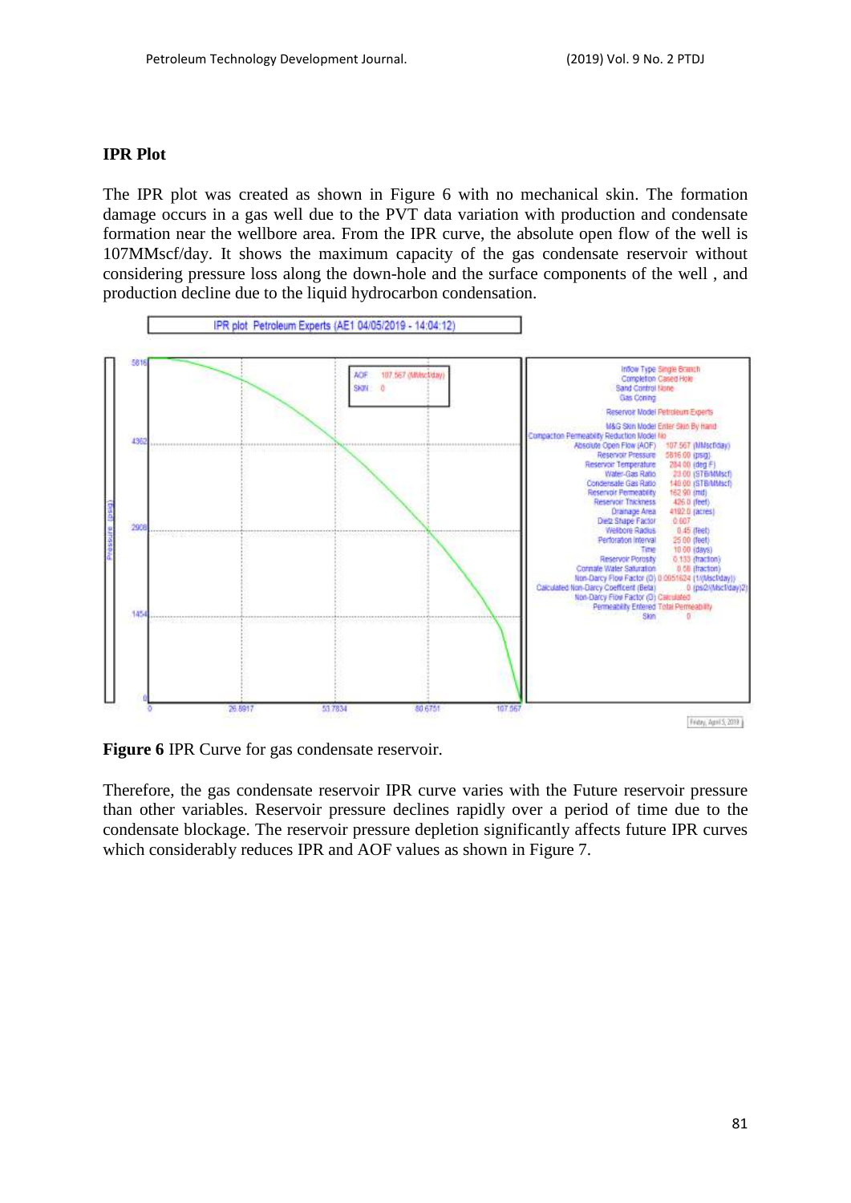### IPR Plot

The IPR plot was created as shown in Figure 6 with no mechanical skin. The formation damage occurs in a gas well due to the PVT data variation with production and condensate formation near the wellbore area. From the IPR curve, the absolute open flow of the well is 107MMscf/day. It shows the maximum capacity of the gas condensate reservoir without considering pressure loss along the down-hole and the surface components of the well , and production decline due to the liquid hydrocarbon condensation.

**Figure 6** IPR Curve for gas condensate reservoir.

Therefore, the gas condensate reservoir IPR curve varies with the Future reservoir pressure than other variables. Reservoir pressure declines rapidly over a period of time due to the condensate blockage. The reservoir pressure depletion significantly affects future IPR curves which considerably reduces IPR and AOF values as shown in Figure 7.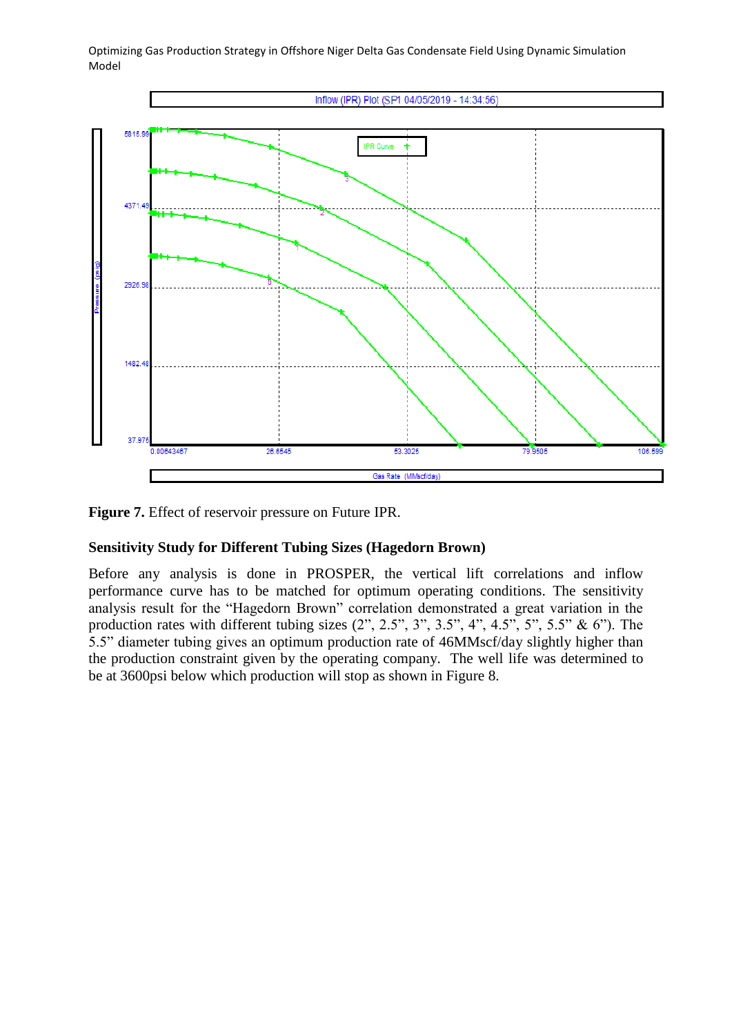**Figure 7.** Effect of reservoir pressure on Future IPR.

### Sensitivity Study for Different Tubing Sizes (Hagedorn Brown)

Before any analysis is done in PROSPER, the vertical lift correlations and inflow performance curve has to be matched for optimum operating conditions. The sensitivity analysis result for the "Hagedorn Brown" correlation demonstrated a great variation in the production rates with different tubing sizes (2", 2.5", 3", 3.5", 4", 4.5", 5", 5.5" & 6"). The 5.5" diameter tubing gives an optimum production rate of 46MMscf/day slightly higher than the production constraint given by the operating company. The well life was determined to be at 3600psi below which production will stop as shown in Figure 8.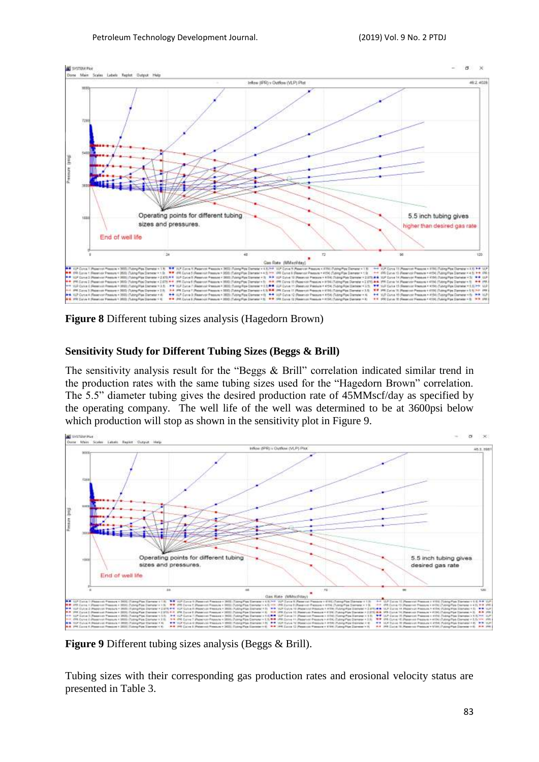**Figure 8** Different tubing sizes analysis (Hagedorn Brown)

## Sensitivity Study for Different Tubing Sizes (Beggs & Brill)

The sensitivity analysis result for the "Beggs & Brill" correlation indicated similar trend in the production rates with the same tubing sizes used for the "Hagedorn Brown" correlation. The 5.5" diameter tubing gives the desired production rate of 45MMscf/day as specified by the operating company. The well life of the well was determined to be at 3600psi below which production will stop as shown in the sensitivity plot in Figure 9.

**Figure 9** Different tubing sizes analysis (Beggs & Brill).

Tubing sizes with their corresponding gas production rates and erosional velocity status are presented in Table 3.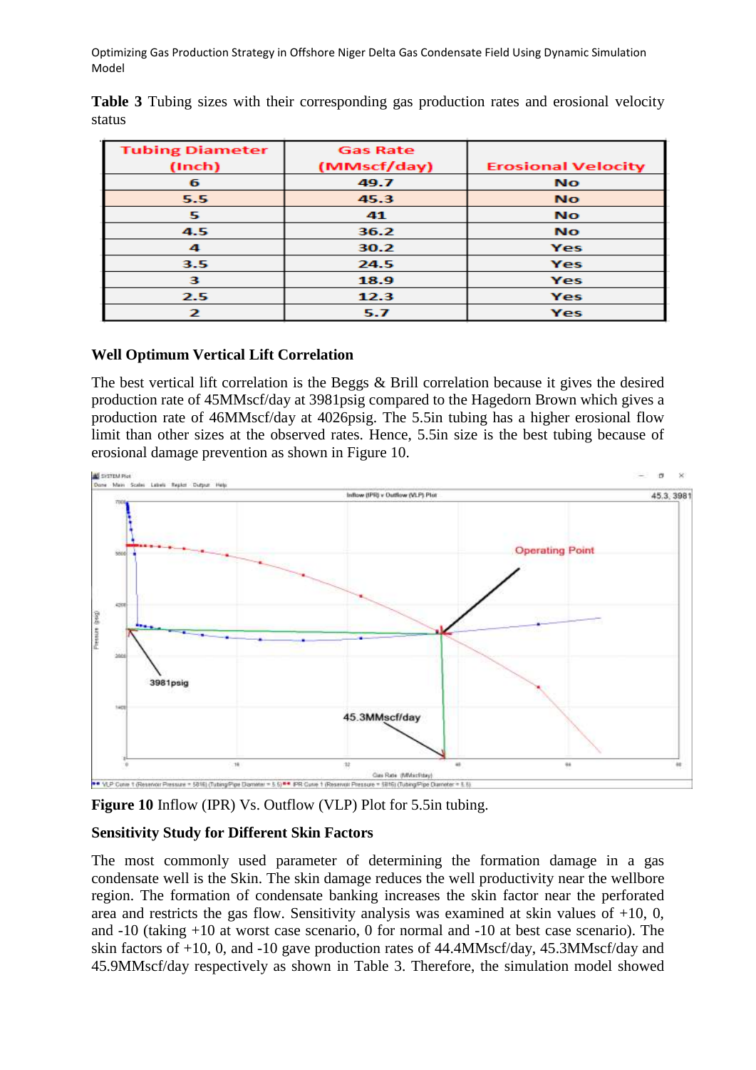**Table 3** Tubing sizes with their corresponding gas production rates and erosional velocity status

| Tubing Diameter (Inch) | Gas Rate (MMscf/day) | Erosional Velocity |
|---|---|---|
| 6 | 49.7 | No |
| 5.5 | 45.3 | No |
| 5 | 41 | No |
| 4.5 | 36.2 | No |
| 4 | 30.2 | Yes |
| 3.5 | 24.5 | Yes |
| 3 | 18.9 | Yes |
| 2.5 | 12.3 | Yes |
| 2 | 5.7 | Yes |

**Well Optimum Vertical Lift Correlation**

The best vertical lift correlation is the Beggs & Brill correlation because it gives the desired production rate of 45MMscf/day at 3981psig compared to the Hagedorn Brown which gives a production rate of 46MMscf/day at 4026psig. The 5.5in tubing has a higher erosional flow limit than other sizes at the observed rates. Hence, 5.5in size is the best tubing because of erosional damage prevention as shown in Figure 10.

**Figure 10** Inflow (IPR) Vs. Outflow (VLP) Plot for 5.5in tubing.

**Sensitivity Study for Different Skin Factors**

The most commonly used parameter of determining the formation damage in a gas condensate well is the Skin. The skin damage reduces the well productivity near the wellbore region. The formation of condensate banking increases the skin factor near the perforated area and restricts the gas flow. Sensitivity analysis was examined at skin values of +10, 0, and -10 (taking +10 at worst case scenario, 0 for normal and -10 at best case scenario). The skin factors of +10, 0, and -10 gave production rates of 44.4MMscf/day, 45.3MMscf/day and 45.9MMscf/day respectively as shown in Table 3. Therefore, the simulation model showed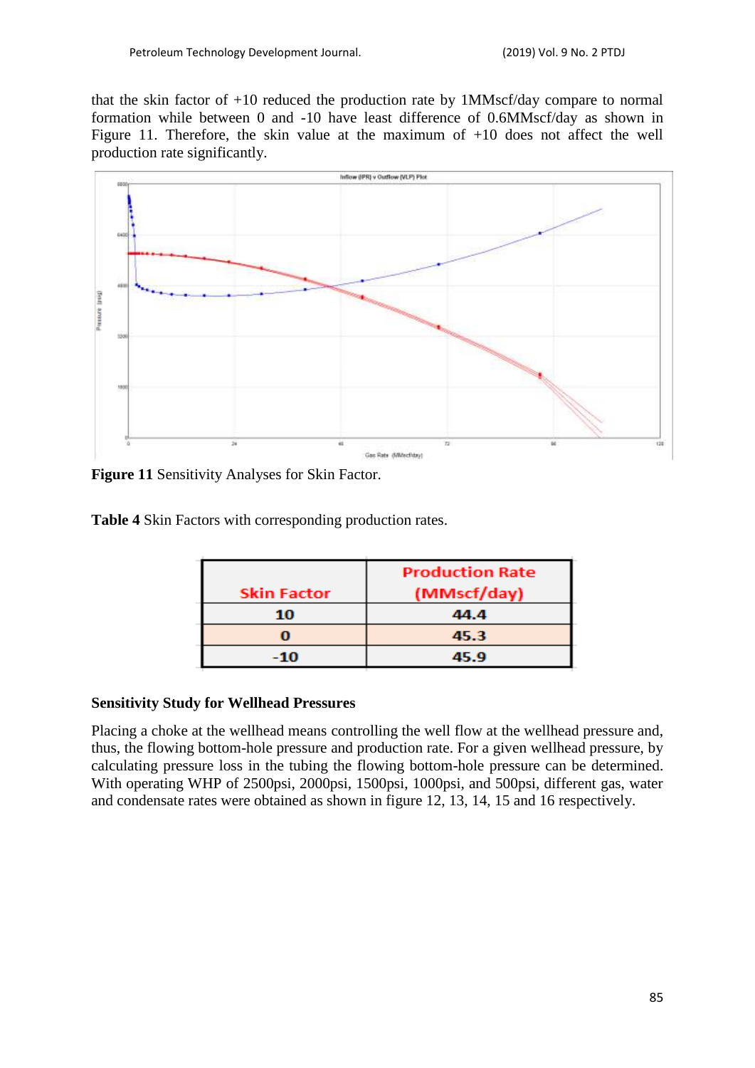that the skin factor of +10 reduced the production rate by 1MMscf/day compare to normal formation while between 0 and -10 have least difference of 0.6MMscf/day as shown in Figure 11. Therefore, the skin value at the maximum of +10 does not affect the well production rate significantly.

**Figure 11** Sensitivity Analyses for Skin Factor.

**Table 4** Skin Factors with corresponding production rates.

| Skin Factor | Production Rate (MMscf/day) |
|---|---|
| 10 | 44.4 |
| 0 | 45.3 |
| -10 | 45.9 |

### Sensitivity Study for Wellhead Pressures

Placing a choke at the wellhead means controlling the well flow at the wellhead pressure and, thus, the flowing bottom-hole pressure and production rate. For a given wellhead pressure, by calculating pressure loss in the tubing the flowing bottom-hole pressure can be determined. With operating WHP of 2500psi, 2000psi, 1500psi, 1000psi, and 500psi, different gas, water and condensate rates were obtained as shown in figure 12, 13, 14, 15 and 16 respectively.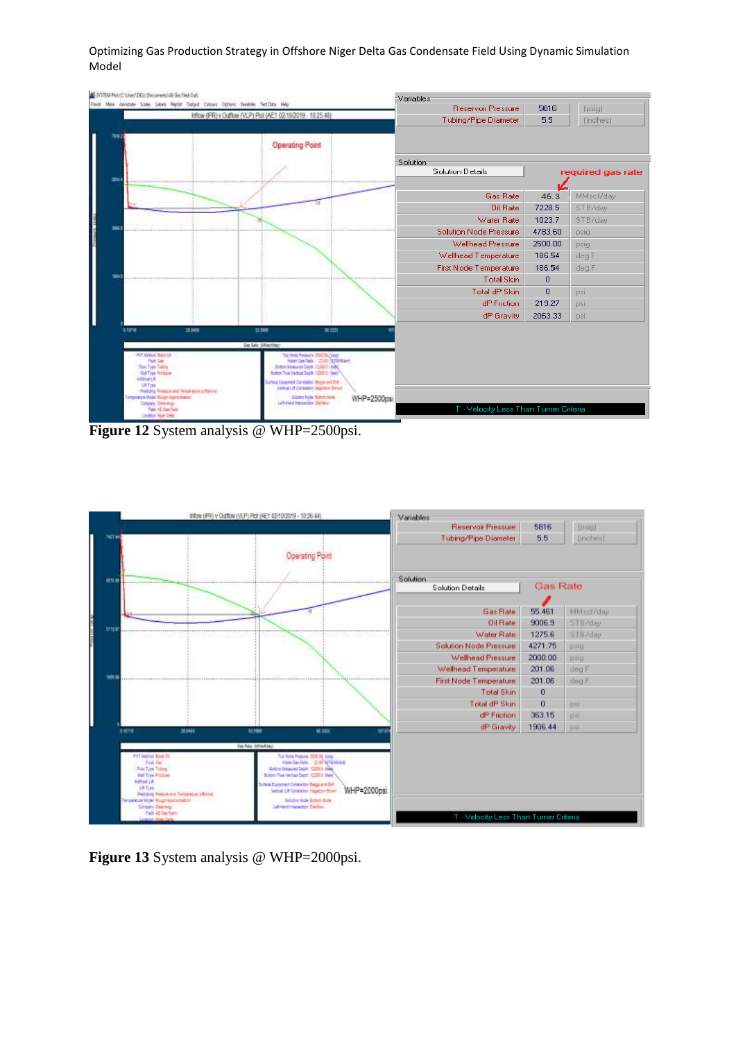| Variables | | |
|---|---|---|
| Reservoir Pressure | 5816 | (psig) |
| Tubing/Pipe Diameter | 5.5 | (inches) |

| Solution Details | | required gas rate |
|---|---|---|
| Gas Rate | 45.3 | MMscf/day |
| Oil Rate | 7228.5 | STB/day |
| Water Rate | 1023.7 | STB/day |
| Solution Node Pressure | 4783.60 | psig |
| Wellhead Pressure | 2500.00 | psig |
| Wellhead Temperature | 186.54 | deg F |
| First Node Temperature | 186.54 | deg F |
| Total Skin | 0 | |
| Total dP Skin | 0 | psi |
| dP Friction | 219.27 | psi |
| dP Gravity | 2063.33 | psi |

T - Velocity Less Than Turner Criteria

**Figure 12** System analysis @ WHP=2500psi.

| Variables | | |
|---|---|---|
| Reservoir Pressure | 5816 | (psig) |
| Tubing/Pipe Diameter | 5.5 | (inches) |

| Solution Details | | Gas Rate |
|---|---|---|
| Gas Rate | 55.461 | MMscf/day |
| Oil Rate | 9006.9 | STB/day |
| Water Rate | 1275.6 | STB/day |
| Solution Node Pressure | 4271.75 | psig |
| Wellhead Pressure | 2000.00 | psig |
| Wellhead Temperature | 201.06 | deg F |
| First Node Temperature | 201.06 | deg F |
| Total Skin | 0 | |
| Total dP Skin | 0 | psi |
| dP Friction | 363.15 | psi |
| dP Gravity | 1906.44 | psi |

T - Velocity Less Than Turner Criteria

**Figure 13** System analysis @ WHP=2000psi.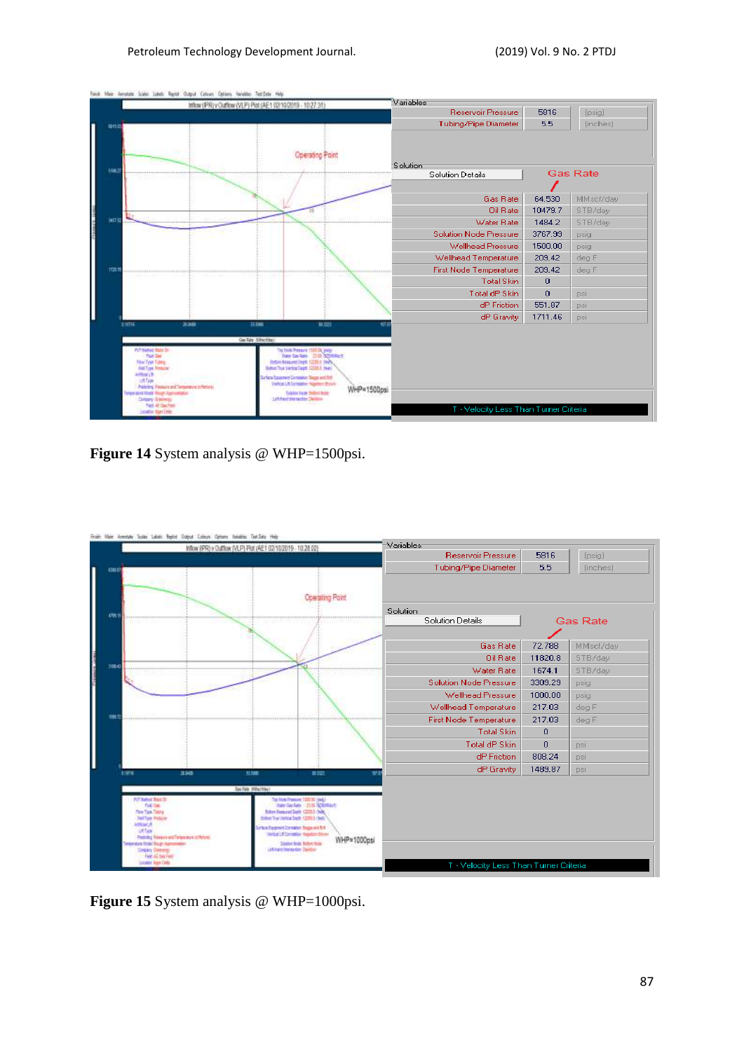| Variables | | |
| --- | --- | --- |
| Reservoir Pressure | 5816 | (psig) |
| Tubing/Pipe Diameter | 5.5 | (inches) |

| Solution Details | | |
| --- | --- | --- |
| Gas Rate | 64.530 | MMscf/day |
| Oil Rate | 10479.7 | STB/day |
| Water Rate | 1484.2 | STB/day |
| Solution Node Pressure | 3767.99 | psig |
| Wellhead Pressure | 1500.00 | psig |
| Wellhead Temperature | 209.42 | deg F |
| First Node Temperature | 209.42 | deg F |
| Total Skin | 0 | |
| Total dP Skin | 0 | psi |
| dP Friction | 551.87 | psi |
| dP Gravity | 1711.46 | psi |

T - Velocity Less Than Turner Criteria

**Figure 14** System analysis @ WHP=1500psi.

| Variables | | |
| --- | --- | --- |
| Reservoir Pressure | 5816 | (psig) |
| Tubing/Pipe Diameter | 5.5 | (inches) |

| Solution Details | | |
| --- | --- | --- |
| Gas Rate | 72.788 | MMscf/day |
| Oil Rate | 11820.8 | STB/day |
| Water Rate | 1674.1 | STB/day |
| Solution Node Pressure | 3309.29 | psig |
| Wellhead Pressure | 1000.00 | psig |
| Wellhead Temperature | 217.03 | deg F |
| First Node Temperature | 217.03 | deg F |
| Total Skin | 0 | |
| Total dP Skin | 0 | psi |
| dP Friction | 808.24 | psi |
| dP Gravity | 1489.87 | psi |

T - Velocity Less Than Turner Criteria

**Figure 15** System analysis @ WHP=1000psi.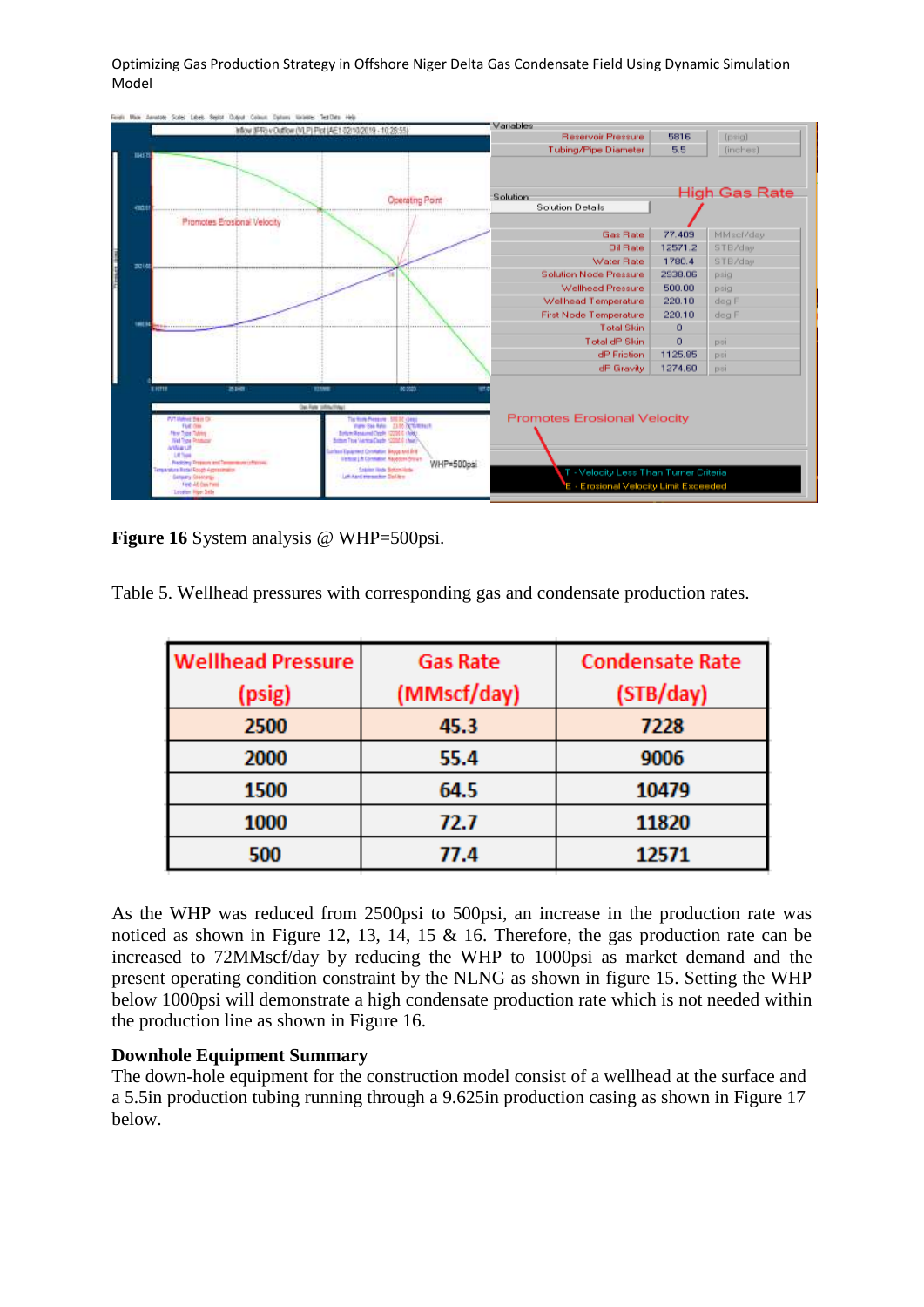**Figure 16** System analysis @ WHP=500psi.

Table 5. Wellhead pressures with corresponding gas and condensate production rates.

| Wellhead Pressure (psig) | Gas Rate (MMscf/day) | Condensate Rate (STB/day) |
|---|---|---|
| 2500 | 45.3 | 7228 |
| 2000 | 55.4 | 9006 |
| 1500 | 64.5 | 10479 |
| 1000 | 72.7 | 11820 |
| 500 | 77.4 | 12571 |

As the WHP was reduced from 2500psi to 500psi, an increase in the production rate was noticed as shown in Figure 12, 13, 14, 15 & 16. Therefore, the gas production rate can be increased to 72MMscf/day by reducing the WHP to 1000psi as market demand and the present operating condition constraint by the NLNG as shown in figure 15. Setting the WHP below 1000psi will demonstrate a high condensate production rate which is not needed within the production line as shown in Figure 16.

**Downhole Equipment Summary**

The down-hole equipment for the construction model consist of a wellhead at the surface and a 5.5in production tubing running through a 9.625in production casing as shown in Figure 17 below.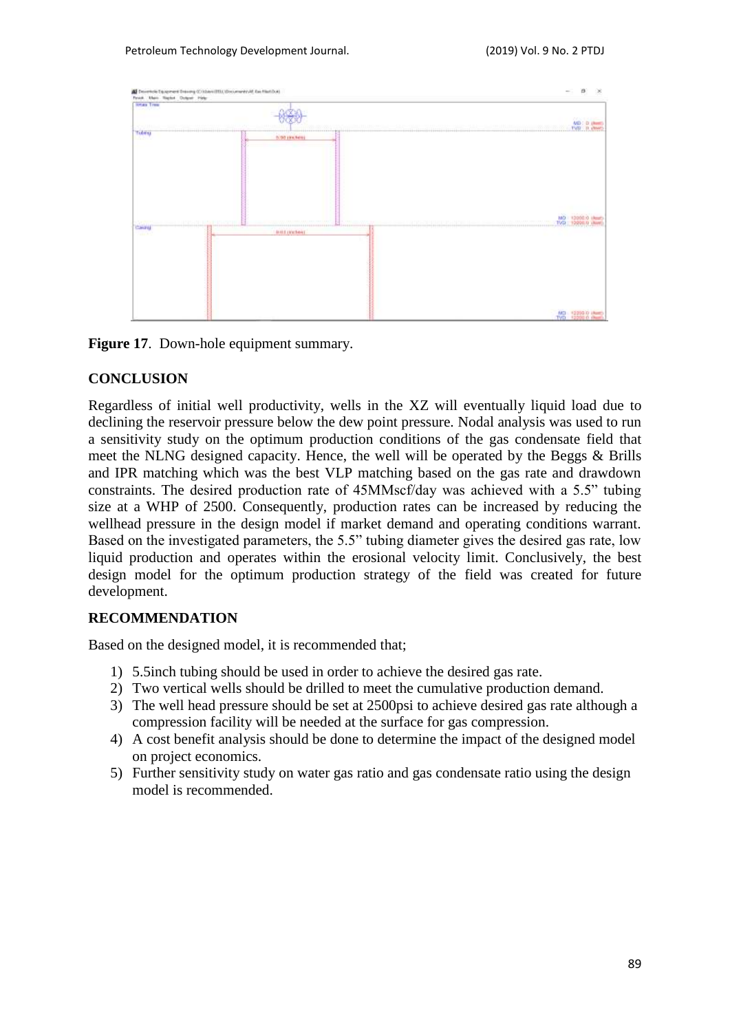**Figure 17**. Down-hole equipment summary.

## CONCLUSION

Regardless of initial well productivity, wells in the XZ will eventually liquid load due to declining the reservoir pressure below the dew point pressure. Nodal analysis was used to run a sensitivity study on the optimum production conditions of the gas condensate field that meet the NLNG designed capacity. Hence, the well will be operated by the Beggs & Brills and IPR matching which was the best VLP matching based on the gas rate and drawdown constraints. The desired production rate of 45MMscf/day was achieved with a 5.5" tubing size at a WHP of 2500. Consequently, production rates can be increased by reducing the wellhead pressure in the design model if market demand and operating conditions warrant. Based on the investigated parameters, the 5.5" tubing diameter gives the desired gas rate, low liquid production and operates within the erosional velocity limit. Conclusively, the best design model for the optimum production strategy of the field was created for future development.

## RECOMMENDATION

Based on the designed model, it is recommended that;

1) 5.5inch tubing should be used in order to achieve the desired gas rate.
2) Two vertical wells should be drilled to meet the cumulative production demand.
3) The well head pressure should be set at 2500psi to achieve desired gas rate although a compression facility will be needed at the surface for gas compression.
4) A cost benefit analysis should be done to determine the impact of the designed model on project economics.
5) Further sensitivity study on water gas ratio and gas condensate ratio using the design model is recommended.